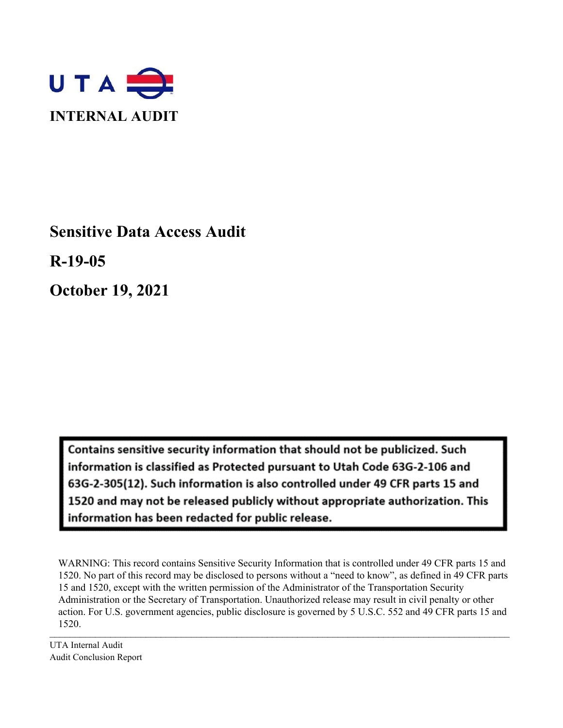UTA

**INTERNAL AUDIT**

# Sensitive Data Access Audit

## R-19-05

## October 19, 2021

**Contains sensitive security information that should not be publicized. Such information is classified as Protected pursuant to Utah Code 63G-2-106 and 63G-2-305(12). Such information is also controlled under 49 CFR parts 15 and 1520 and may not be released publicly without appropriate authorization. This information has been redacted for public release.**

WARNING: This record contains Sensitive Security Information that is controlled under 49 CFR parts 15 and 1520. No part of this record may be disclosed to persons without a "need to know", as defined in 49 CFR parts 15 and 1520, except with the written permission of the Administrator of the Transportation Security Administration or the Secretary of Transportation. Unauthorized release may result in civil penalty or other action. For U.S. government agencies, public disclosure is governed by 5 U.S.C. 552 and 49 CFR parts 15 and 1520.

UTA Internal Audit
Audit Conclusion Report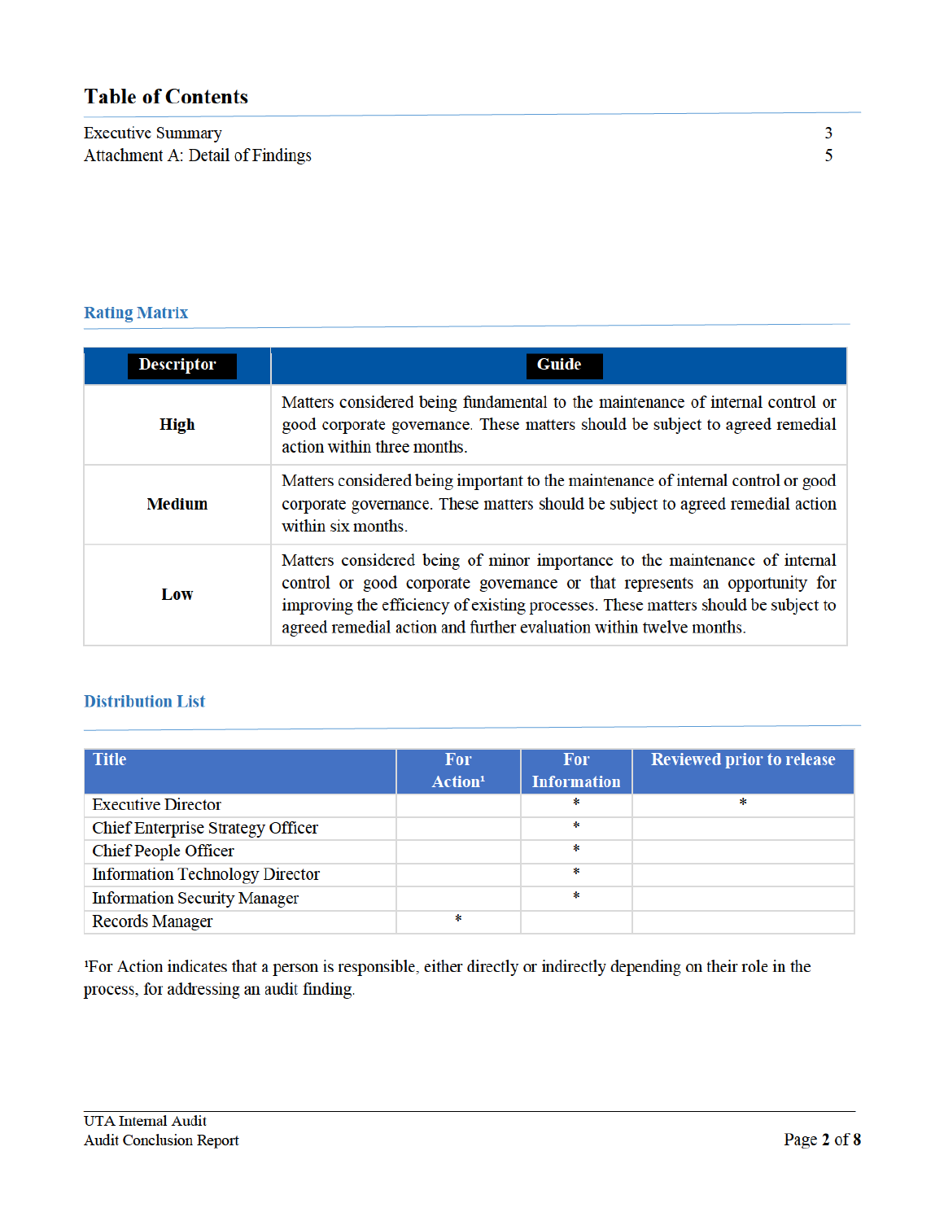## Table of Contents

| | |
|---|---|
| Executive Summary | 3 |
| Attachment A: Detail of Findings | 5 |

### Rating Matrix

| Descriptor | Guide |
|---|---|
| **High** | Matters considered being fundamental to the maintenance of internal control or good corporate governance. These matters should be subject to agreed remedial action within three months. |
| **Medium** | Matters considered being important to the maintenance of internal control or good corporate governance. These matters should be subject to agreed remedial action within six months. |
| **Low** | Matters considered being of minor importance to the maintenance of internal control or good corporate governance or that represents an opportunity for improving the efficiency of existing processes. These matters should be subject to agreed remedial action and further evaluation within twelve months. |

### Distribution List

| Title | For Action[1] | For Information | Reviewed prior to release |
|---|---|---|---|
| Executive Director | | * | * |
| Chief Enterprise Strategy Officer | | * | |
| Chief People Officer | | * | |
| Information Technology Director | | * | |
| Information Security Manager | | * | |
| Records Manager | * | | |

[1]For Action indicates that a person is responsible, either directly or indirectly depending on their role in the process, for addressing an audit finding.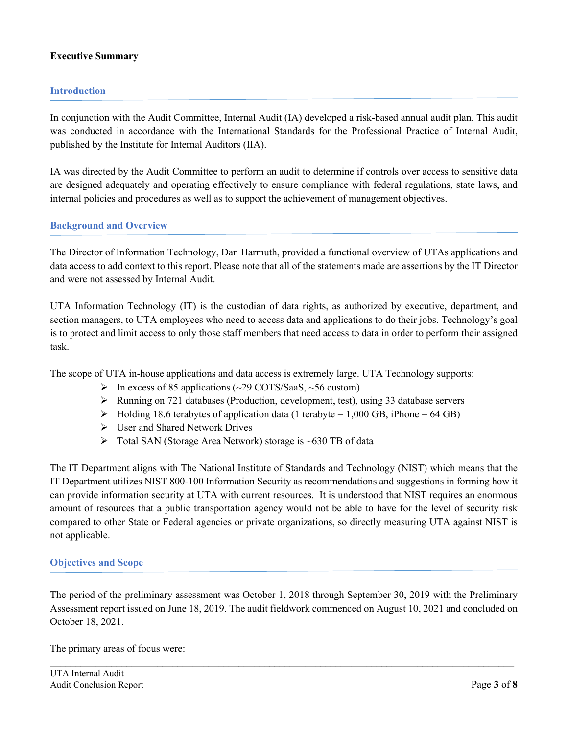**Executive Summary**

## Introduction

In conjunction with the Audit Committee, Internal Audit (IA) developed a risk-based annual audit plan. This audit was conducted in accordance with the International Standards for the Professional Practice of Internal Audit, published by the Institute for Internal Auditors (IIA).

IA was directed by the Audit Committee to perform an audit to determine if controls over access to sensitive data are designed adequately and operating effectively to ensure compliance with federal regulations, state laws, and internal policies and procedures as well as to support the achievement of management objectives.

## Background and Overview

The Director of Information Technology, Dan Harmuth, provided a functional overview of UTAs applications and data access to add context to this report. Please note that all of the statements made are assertions by the IT Director and were not assessed by Internal Audit.

UTA Information Technology (IT) is the custodian of data rights, as authorized by executive, department, and section managers, to UTA employees who need to access data and applications to do their jobs. Technology's goal is to protect and limit access to only those staff members that need access to data in order to perform their assigned task.

The scope of UTA in-house applications and data access is extremely large. UTA Technology supports:

- In excess of 85 applications (~29 COTS/SaaS, ~56 custom)
- Running on 721 databases (Production, development, test), using 33 database servers
- Holding 18.6 terabytes of application data (1 terabyte = 1,000 GB, iPhone = 64 GB)
- User and Shared Network Drives
- Total SAN (Storage Area Network) storage is ~630 TB of data

The IT Department aligns with The National Institute of Standards and Technology (NIST) which means that the IT Department utilizes NIST 800-100 Information Security as recommendations and suggestions in forming how it can provide information security at UTA with current resources. It is understood that NIST requires an enormous amount of resources that a public transportation agency would not be able to have for the level of security risk compared to other State or Federal agencies or private organizations, so directly measuring UTA against NIST is not applicable.

## Objectives and Scope

The period of the preliminary assessment was October 1, 2018 through September 30, 2019 with the Preliminary Assessment report issued on June 18, 2019. The audit fieldwork commenced on August 10, 2021 and concluded on October 18, 2021.

The primary areas of focus were: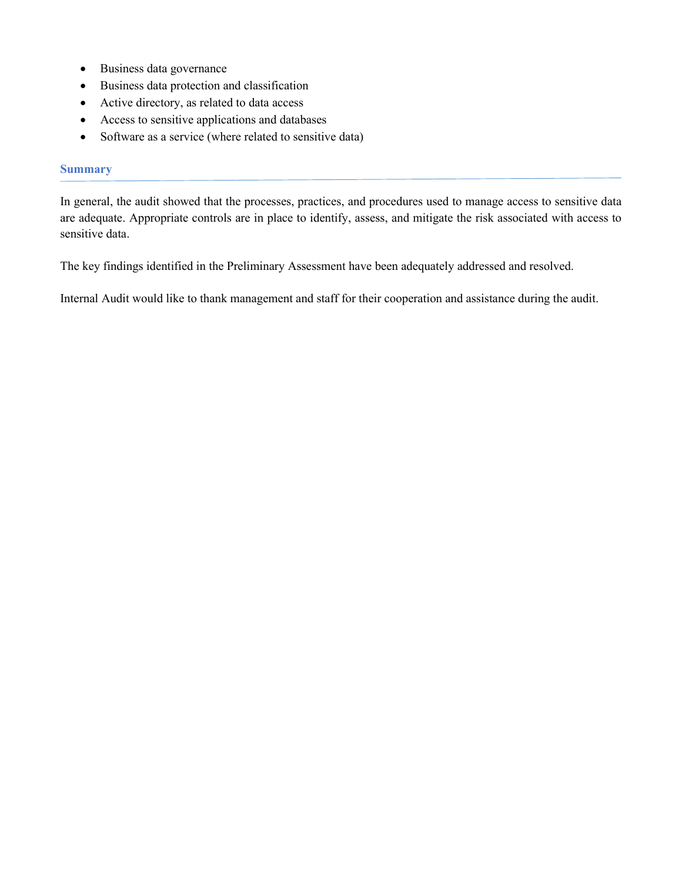- Business data governance
- Business data protection and classification
- Active directory, as related to data access
- Access to sensitive applications and databases
- Software as a service (where related to sensitive data)

## Summary

In general, the audit showed that the processes, practices, and procedures used to manage access to sensitive data are adequate. Appropriate controls are in place to identify, assess, and mitigate the risk associated with access to sensitive data.

The key findings identified in the Preliminary Assessment have been adequately addressed and resolved.

Internal Audit would like to thank management and staff for their cooperation and assistance during the audit.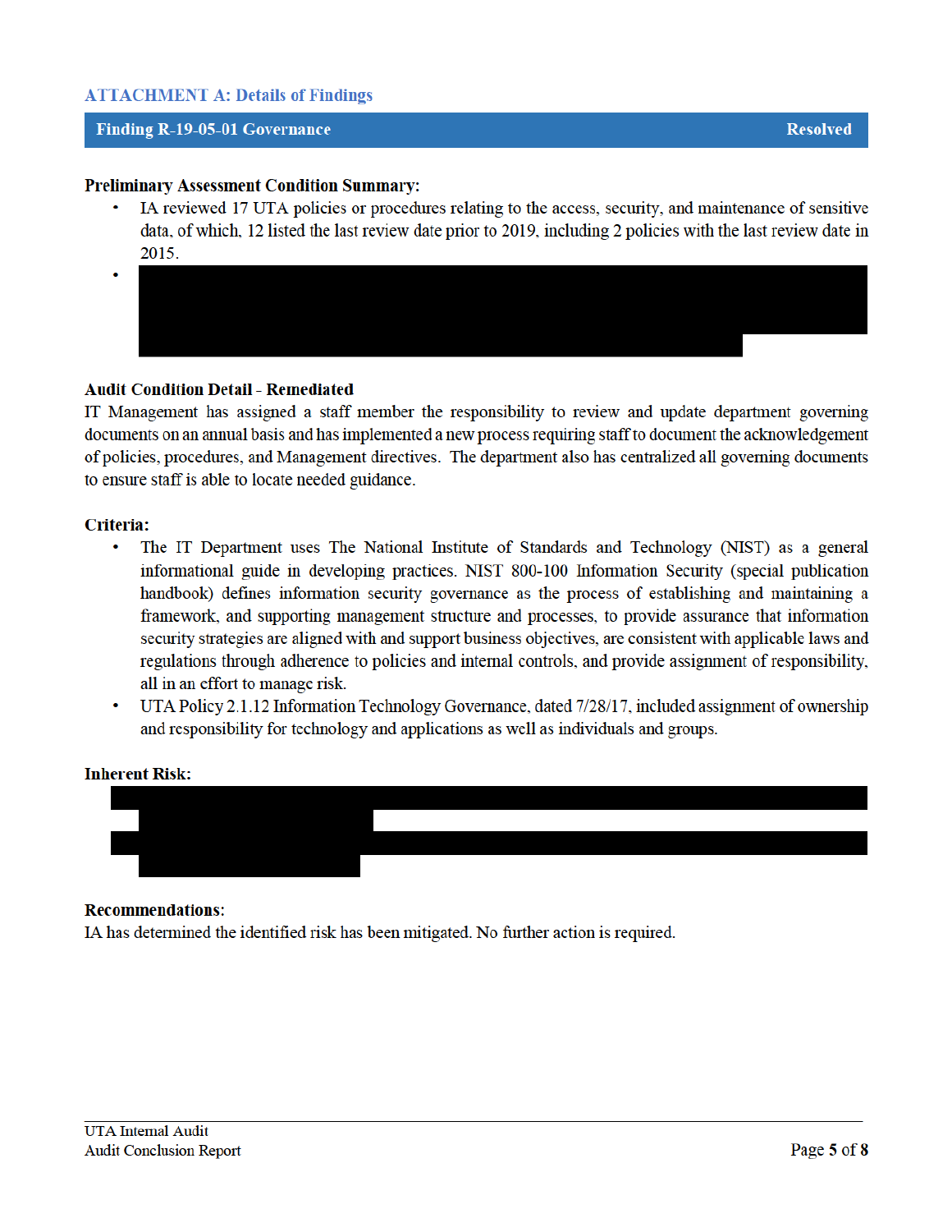## ATTACHMENT A: Details of Findings

| Finding R-19-05-01 Governance | Resolved |
|---|---|

**Preliminary Assessment Condition Summary:**

- IA reviewed 17 UTA policies or procedures relating to the access, security, and maintenance of sensitive data, of which, 12 listed the last review date prior to 2019, including 2 policies with the last review date in 2015.
- 

**Audit Condition Detail - Remediated**

IT Management has assigned a staff member the responsibility to review and update department governing documents on an annual basis and has implemented a new process requiring staff to document the acknowledgement of policies, procedures, and Management directives. The department also has centralized all governing documents to ensure staff is able to locate needed guidance.

**Criteria:**

- The IT Department uses The National Institute of Standards and Technology (NIST) as a general informational guide in developing practices. NIST 800-100 Information Security (special publication handbook) defines information security governance as the process of establishing and maintaining a framework, and supporting management structure and processes, to provide assurance that information security strategies are aligned with and support business objectives, are consistent with applicable laws and regulations through adherence to policies and internal controls, and provide assignment of responsibility, all in an effort to manage risk.
- UTA Policy 2.1.12 Information Technology Governance, dated 7/28/17, included assignment of ownership and responsibility for technology and applications as well as individuals and groups.

**Inherent Risk:**

**Recommendations:**

IA has determined the identified risk has been mitigated. No further action is required.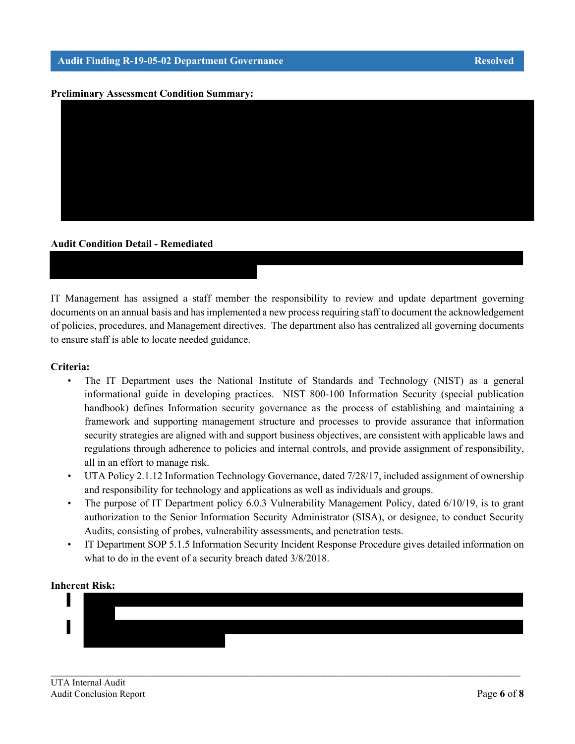## Audit Finding R-19-05-02 Department Governance — Resolved

**Preliminary Assessment Condition Summary:**

**Audit Condition Detail - Remediated**

IT Management has assigned a staff member the responsibility to review and update department governing documents on an annual basis and has implemented a new process requiring staff to document the acknowledgement of policies, procedures, and Management directives. The department also has centralized all governing documents to ensure staff is able to locate needed guidance.

**Criteria:**

- The IT Department uses the National Institute of Standards and Technology (NIST) as a general informational guide in developing practices. NIST 800-100 Information Security (special publication handbook) defines Information security governance as the process of establishing and maintaining a framework and supporting management structure and processes to provide assurance that information security strategies are aligned with and support business objectives, are consistent with applicable laws and regulations through adherence to policies and internal controls, and provide assignment of responsibility, all in an effort to manage risk.
- UTA Policy 2.1.12 Information Technology Governance, dated 7/28/17, included assignment of ownership and responsibility for technology and applications as well as individuals and groups.
- The purpose of IT Department policy 6.0.3 Vulnerability Management Policy, dated 6/10/19, is to grant authorization to the Senior Information Security Administrator (SISA), or designee, to conduct Security Audits, consisting of probes, vulnerability assessments, and penetration tests.
- IT Department SOP 5.1.5 Information Security Incident Response Procedure gives detailed information on what to do in the event of a security breach dated 3/8/2018.

**Inherent Risk:**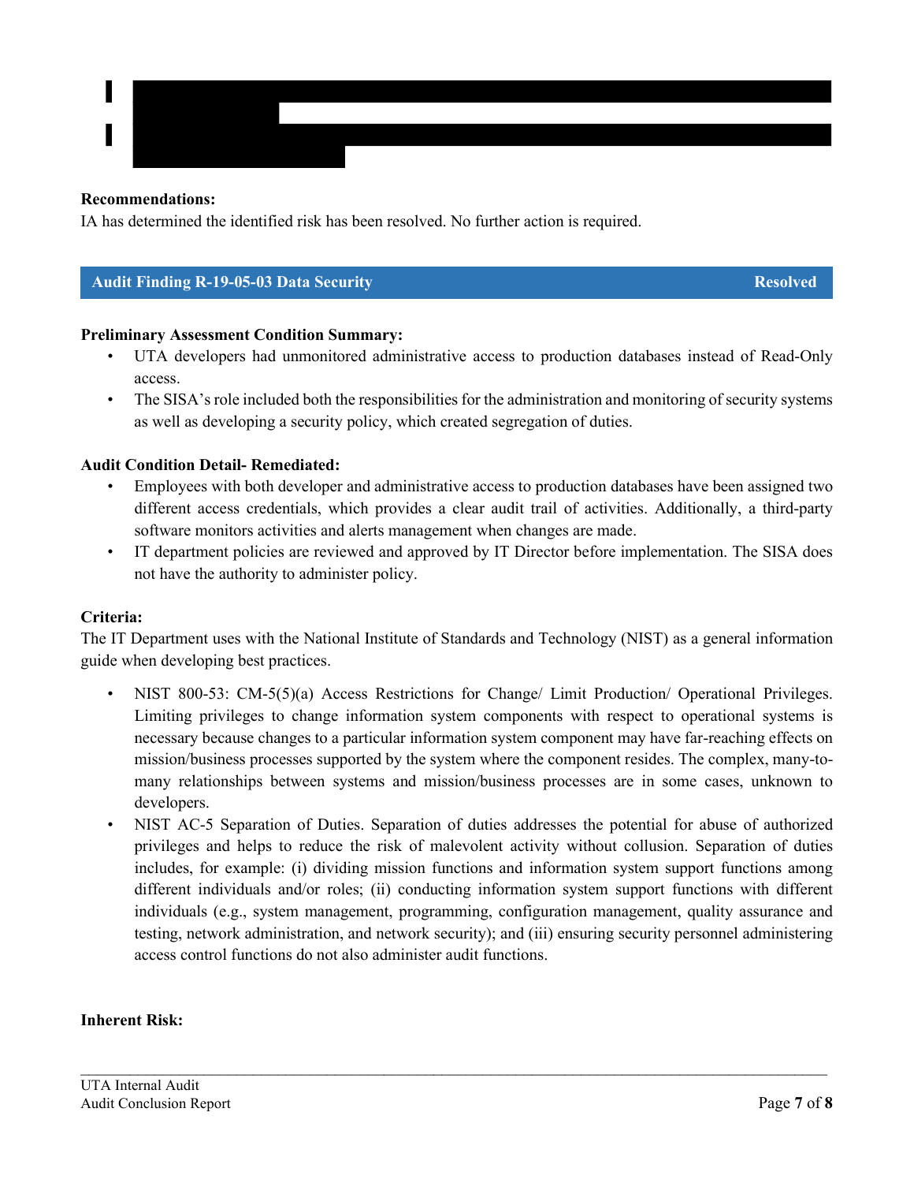**Recommendations:**
IA has determined the identified risk has been resolved. No further action is required.

## Audit Finding R-19-05-03 Data Security — Resolved

**Preliminary Assessment Condition Summary:**

- UTA developers had unmonitored administrative access to production databases instead of Read-Only access.
- The SISA's role included both the responsibilities for the administration and monitoring of security systems as well as developing a security policy, which created segregation of duties.

**Audit Condition Detail- Remediated:**

- Employees with both developer and administrative access to production databases have been assigned two different access credentials, which provides a clear audit trail of activities. Additionally, a third-party software monitors activities and alerts management when changes are made.
- IT department policies are reviewed and approved by IT Director before implementation. The SISA does not have the authority to administer policy.

**Criteria:**
The IT Department uses with the National Institute of Standards and Technology (NIST) as a general information guide when developing best practices.

- NIST 800-53: CM-5(5)(a) Access Restrictions for Change/ Limit Production/ Operational Privileges. Limiting privileges to change information system components with respect to operational systems is necessary because changes to a particular information system component may have far-reaching effects on mission/business processes supported by the system where the component resides. The complex, many-to-many relationships between systems and mission/business processes are in some cases, unknown to developers.
- NIST AC-5 Separation of Duties. Separation of duties addresses the potential for abuse of authorized privileges and helps to reduce the risk of malevolent activity without collusion. Separation of duties includes, for example: (i) dividing mission functions and information system support functions among different individuals and/or roles; (ii) conducting information system support functions with different individuals (e.g., system management, programming, configuration management, quality assurance and testing, network administration, and network security); and (iii) ensuring security personnel administering access control functions do not also administer audit functions.

**Inherent Risk:**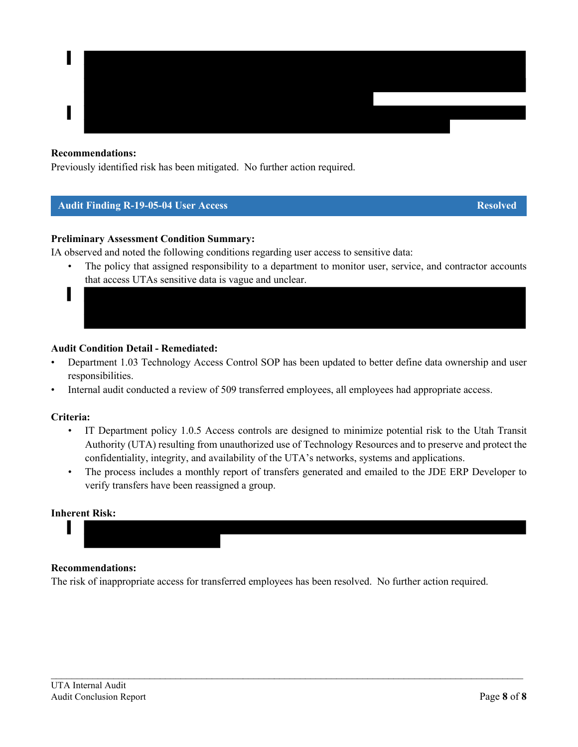**Recommendations:**
Previously identified risk has been mitigated. No further action required.

## Audit Finding R-19-05-04 User Access — Resolved

**Preliminary Assessment Condition Summary:**
IA observed and noted the following conditions regarding user access to sensitive data:

- The policy that assigned responsibility to a department to monitor user, service, and contractor accounts that access UTAs sensitive data is vague and unclear.

**Audit Condition Detail - Remediated:**

- Department 1.03 Technology Access Control SOP has been updated to better define data ownership and user responsibilities.
- Internal audit conducted a review of 509 transferred employees, all employees had appropriate access.

**Criteria:**

- IT Department policy 1.0.5 Access controls are designed to minimize potential risk to the Utah Transit Authority (UTA) resulting from unauthorized use of Technology Resources and to preserve and protect the confidentiality, integrity, and availability of the UTA's networks, systems and applications.
- The process includes a monthly report of transfers generated and emailed to the JDE ERP Developer to verify transfers have been reassigned a group.

**Inherent Risk:**

**Recommendations:**
The risk of inappropriate access for transferred employees has been resolved. No further action required.